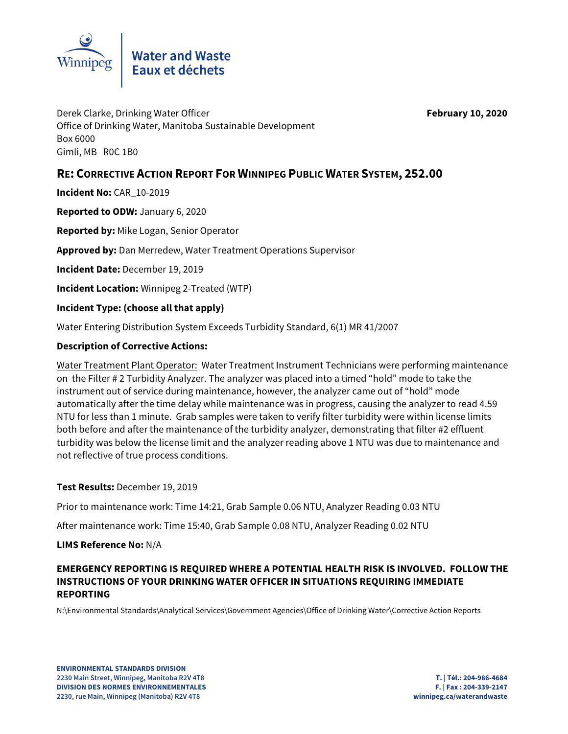Winnipeg

**Water and Waste**
**Eaux et déchets**

Derek Clarke, Drinking Water Officer
Office of Drinking Water, Manitoba Sustainable Development
Box 6000
Gimli, MB R0C 1B0

**February 10, 2020**

## RE: CORRECTIVE ACTION REPORT FOR WINNIPEG PUBLIC WATER SYSTEM, 252.00

**Incident No:** CAR_10-2019

**Reported to ODW:** January 6, 2020

**Reported by:** Mike Logan, Senior Operator

**Approved by:** Dan Merredew, Water Treatment Operations Supervisor

**Incident Date:** December 19, 2019

**Incident Location:** Winnipeg 2-Treated (WTP)

**Incident Type: (choose all that apply)**

Water Entering Distribution System Exceeds Turbidity Standard, 6(1) MR 41/2007

**Description of Corrective Actions:**

Water Treatment Plant Operator: Water Treatment Instrument Technicians were performing maintenance on the Filter # 2 Turbidity Analyzer. The analyzer was placed into a timed "hold" mode to take the instrument out of service during maintenance, however, the analyzer came out of "hold" mode automatically after the time delay while maintenance was in progress, causing the analyzer to read 4.59 NTU for less than 1 minute. Grab samples were taken to verify filter turbidity were within license limits both before and after the maintenance of the turbidity analyzer, demonstrating that filter #2 effluent turbidity was below the license limit and the analyzer reading above 1 NTU was due to maintenance and not reflective of true process conditions.

**Test Results:** December 19, 2019

Prior to maintenance work: Time 14:21, Grab Sample 0.06 NTU, Analyzer Reading 0.03 NTU

After maintenance work: Time 15:40, Grab Sample 0.08 NTU, Analyzer Reading 0.02 NTU

**LIMS Reference No:** N/A

**EMERGENCY REPORTING IS REQUIRED WHERE A POTENTIAL HEALTH RISK IS INVOLVED. FOLLOW THE INSTRUCTIONS OF YOUR DRINKING WATER OFFICER IN SITUATIONS REQUIRING IMMEDIATE REPORTING**

N:\Environmental Standards\Analytical Services\Government Agencies\Office of Drinking Water\Corrective Action Reports

**ENVIRONMENTAL STANDARDS DIVISION**
**2230 Main Street, Winnipeg, Manitoba R2V 4T8**
**DIVISION DES NORMES ENVIRONNEMENTALES**
**2230, rue Main, Winnipeg (Manitoba) R2V 4T8**

**T. | Tél.: 204-986-4684**
**F. | Fax : 204-339-2147**
**winnipeg.ca/waterandwaste**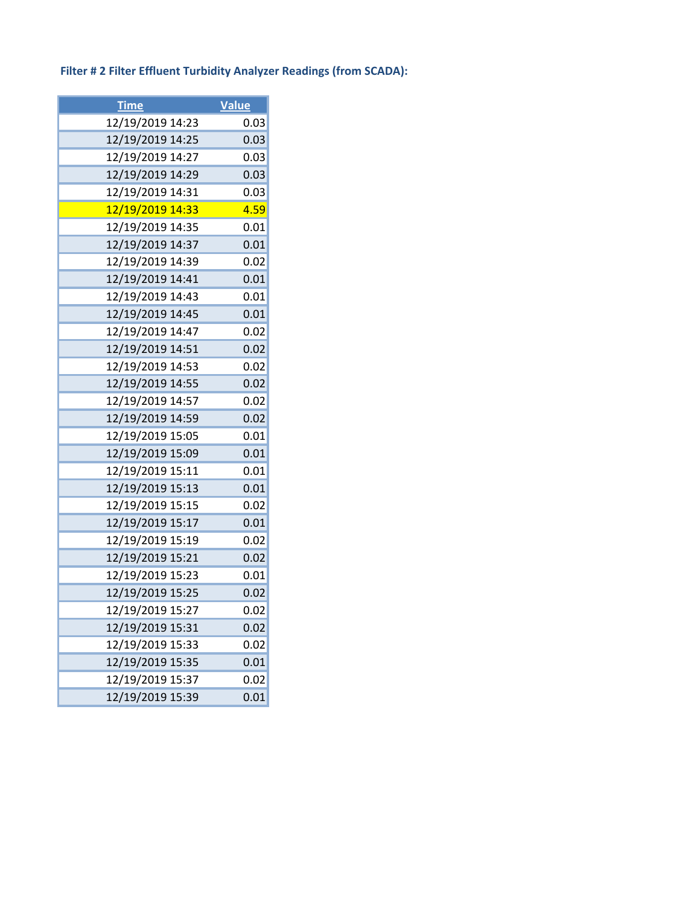**Filter # 2 Filter Effluent Turbidity Analyzer Readings (from SCADA):**

| Time | Value |
| --- | --- |
| 12/19/2019 14:23 | 0.03 |
| 12/19/2019 14:25 | 0.03 |
| 12/19/2019 14:27 | 0.03 |
| 12/19/2019 14:29 | 0.03 |
| 12/19/2019 14:31 | 0.03 |
| 12/19/2019 14:33 | 4.59 |
| 12/19/2019 14:35 | 0.01 |
| 12/19/2019 14:37 | 0.01 |
| 12/19/2019 14:39 | 0.02 |
| 12/19/2019 14:41 | 0.01 |
| 12/19/2019 14:43 | 0.01 |
| 12/19/2019 14:45 | 0.01 |
| 12/19/2019 14:47 | 0.02 |
| 12/19/2019 14:51 | 0.02 |
| 12/19/2019 14:53 | 0.02 |
| 12/19/2019 14:55 | 0.02 |
| 12/19/2019 14:57 | 0.02 |
| 12/19/2019 14:59 | 0.02 |
| 12/19/2019 15:05 | 0.01 |
| 12/19/2019 15:09 | 0.01 |
| 12/19/2019 15:11 | 0.01 |
| 12/19/2019 15:13 | 0.01 |
| 12/19/2019 15:15 | 0.02 |
| 12/19/2019 15:17 | 0.01 |
| 12/19/2019 15:19 | 0.02 |
| 12/19/2019 15:21 | 0.02 |
| 12/19/2019 15:23 | 0.01 |
| 12/19/2019 15:25 | 0.02 |
| 12/19/2019 15:27 | 0.02 |
| 12/19/2019 15:31 | 0.02 |
| 12/19/2019 15:33 | 0.02 |
| 12/19/2019 15:35 | 0.01 |
| 12/19/2019 15:37 | 0.02 |
| 12/19/2019 15:39 | 0.01 |